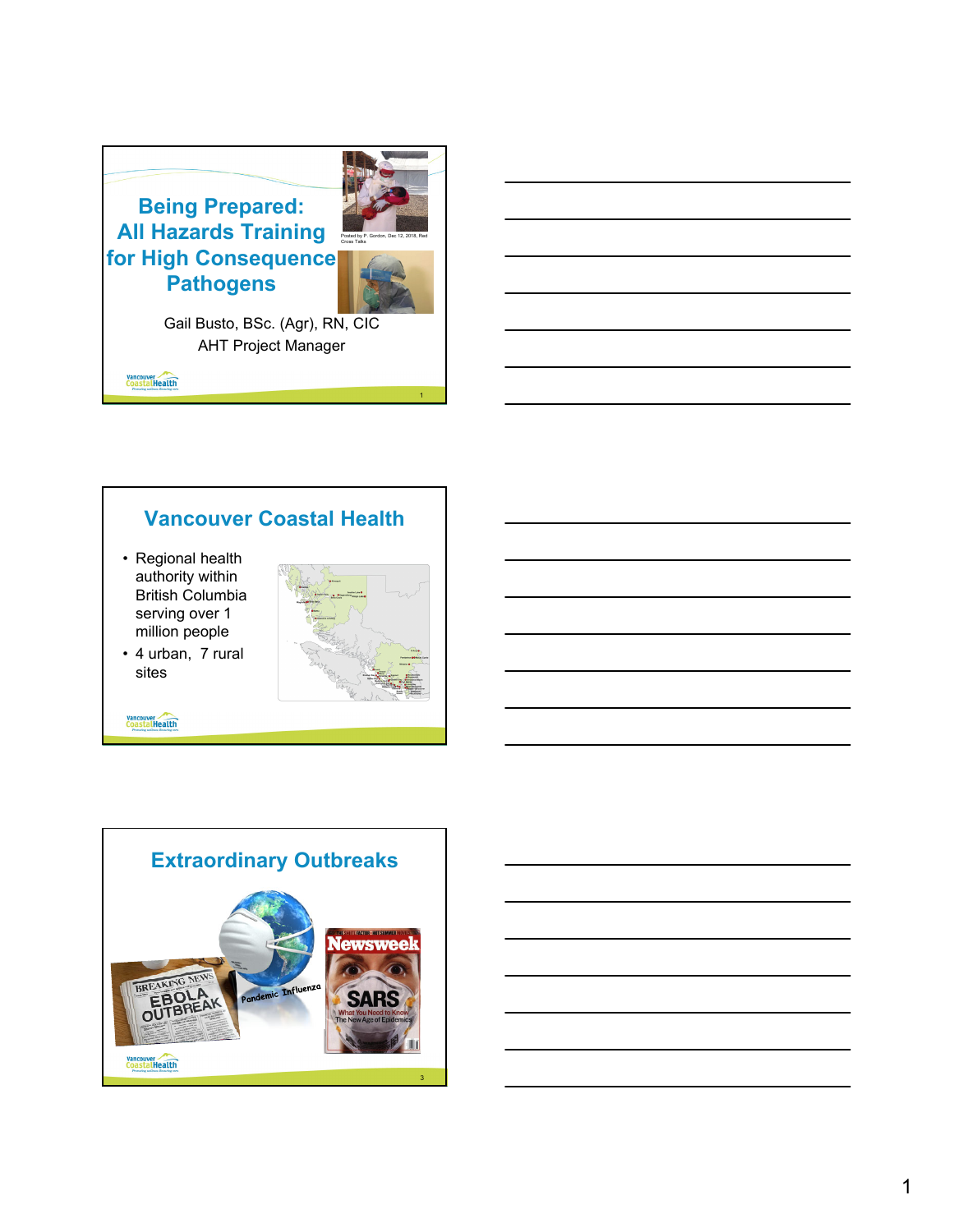# Being Prepared: All Hazards Training for High Consequence Pathogens

Posted by P. Gordon, Dec 12, 2018, Red Cross Talks

Gail Busto, BSc. (Agr), RN, CIC

AHT Project Manager

## Vancouver Coastal Health

- Regional health authority within British Columbia serving over 1 million people
- 4 urban, 7 rural sites

## Extraordinary Outbreaks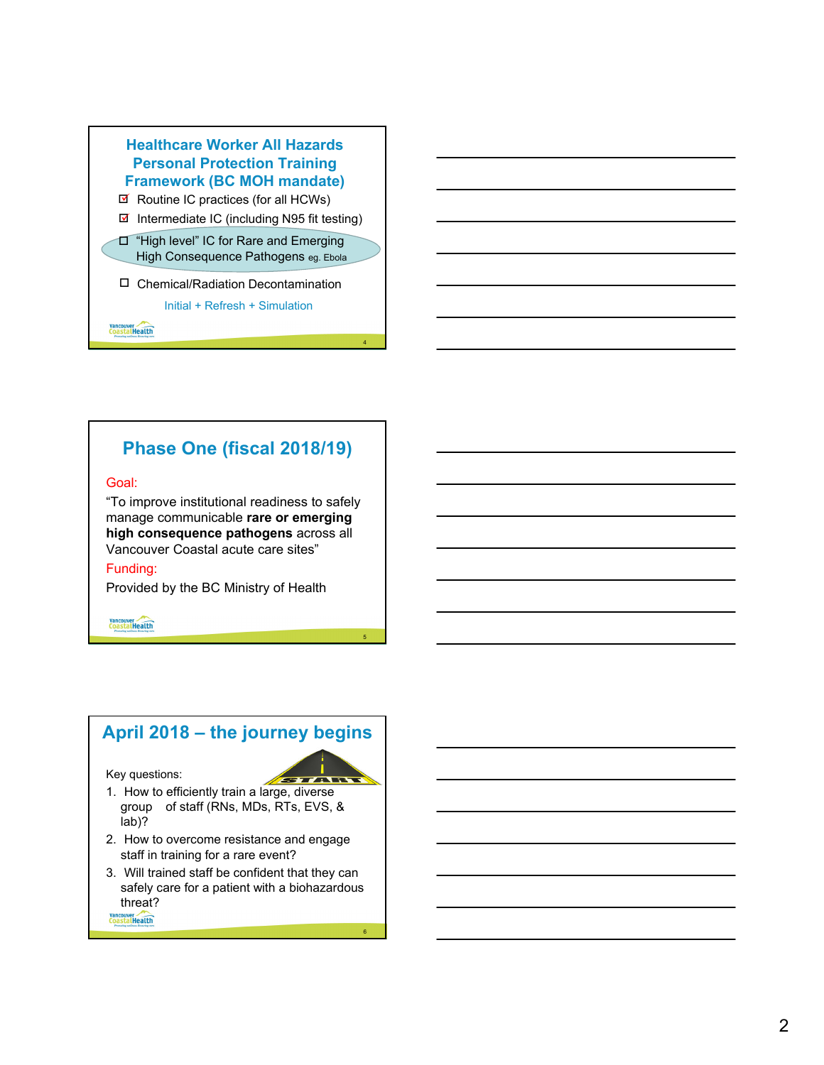## Healthcare Worker All Hazards Personal Protection Training Framework (BC MOH mandate)

- ☑ Routine IC practices (for all HCWs)
- ☑ Intermediate IC (including N95 fit testing)
- ☐ "High level" IC for Rare and Emerging High Consequence Pathogens eg. Ebola
- ☐ Chemical/Radiation Decontamination

Initial + Refresh + Simulation

## Phase One (fiscal 2018/19)

Goal:

"To improve institutional readiness to safely manage communicable **rare or emerging high consequence pathogens** across all Vancouver Coastal acute care sites"

Funding:

Provided by the BC Ministry of Health

## April 2018 – the journey begins

Key questions:

1. How to efficiently train a large, diverse group of staff (RNs, MDs, RTs, EVS, & lab)?
2. How to overcome resistance and engage staff in training for a rare event?
3. Will trained staff be confident that they can safely care for a patient with a biohazardous threat?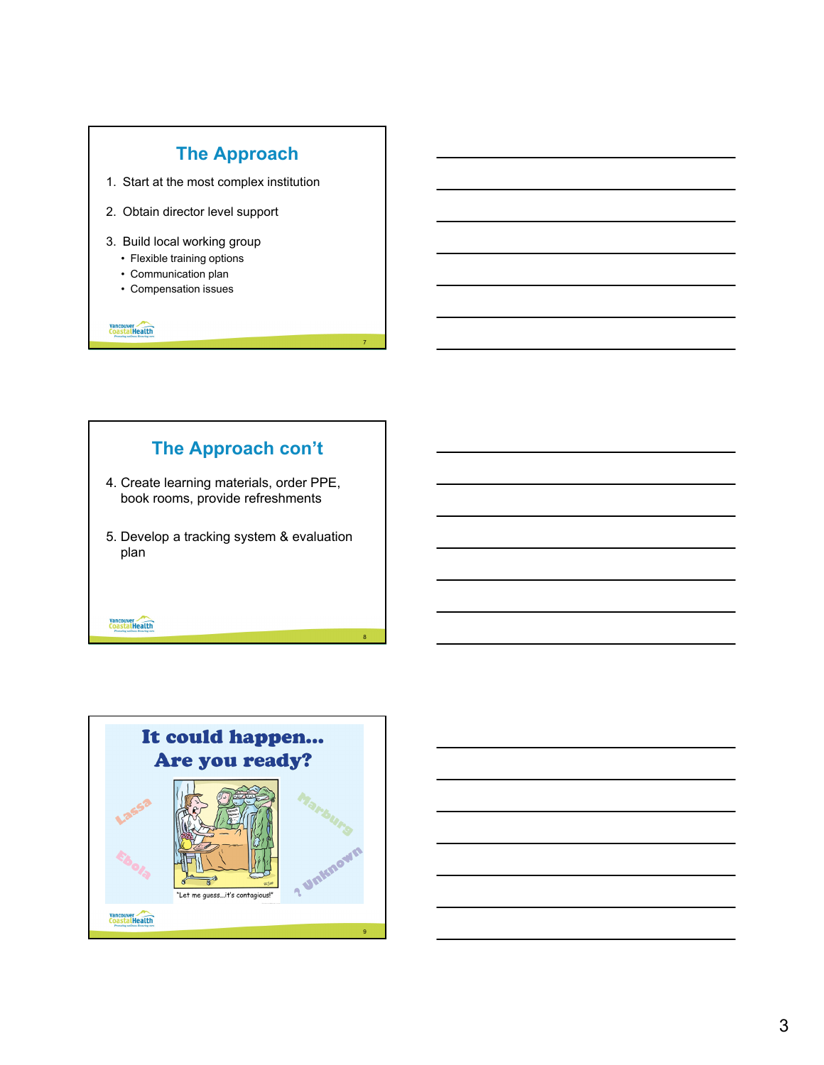## The Approach

1. Start at the most complex institution
2. Obtain director level support
3. Build local working group
   - Flexible training options
   - Communication plan
   - Compensation issues

## The Approach con't

4. Create learning materials, order PPE, book rooms, provide refreshments
5. Develop a tracking system & evaluation plan

## It could happen... Are you ready?

Lassa

Ebola

Marburg

? Unknown

"Let me guess...it's contagious!"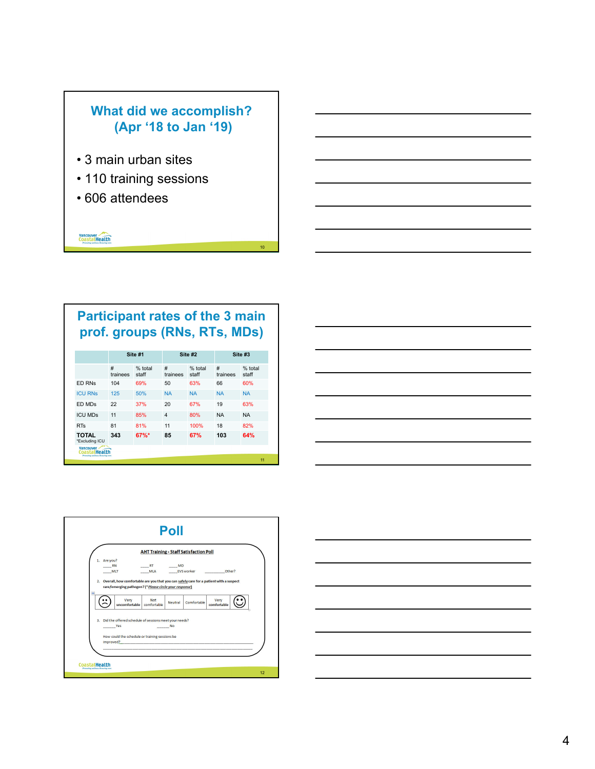## What did we accomplish? (Apr '18 to Jan '19)

- 3 main urban sites
- 110 training sessions
- 606 attendees

## Participant rates of the 3 main prof. groups (RNs, RTs, MDs)

| | Site #1 | | Site #2 | | Site #3 | |
|---|---|---|---|---|---|---|
| | # trainees | % total staff | # trainees | % total staff | # trainees | % total staff |
| ED RNs | 104 | 69% | 50 | 63% | 66 | 60% |
| ICU RNs | 125 | 50% | NA | NA | NA | NA |
| ED MDs | 22 | 37% | 20 | 67% | 19 | 63% |
| ICU MDs | 11 | 85% | 4 | 80% | NA | NA |
| RTs | 81 | 81% | 11 | 100% | 18 | 82% |
| **TOTAL** *Excluding ICU | **343** | **67%*** | **85** | **67%** | **103** | **64%** |

## Poll

**AHT Training - Staff Satisfaction Poll**

1. Are you?
   ____RN ____RT ____MD
   ____MLT ____MLA ____EVS worker ________Other?

2. Overall, how comfortable are you that you can safely care for a patient with a suspect rare/emerging pathogen? (*Please circle your response*)

| ☹ | Very uncomfortable | Not comfortable | Neutral | Comfortable | Very comfortable | ☺ |
|---|---|---|---|---|---|---|

3. Did the offered schedule of sessions meet your needs?
   _____Yes _____No

   How could the schedule or training sessions be improved?________________________________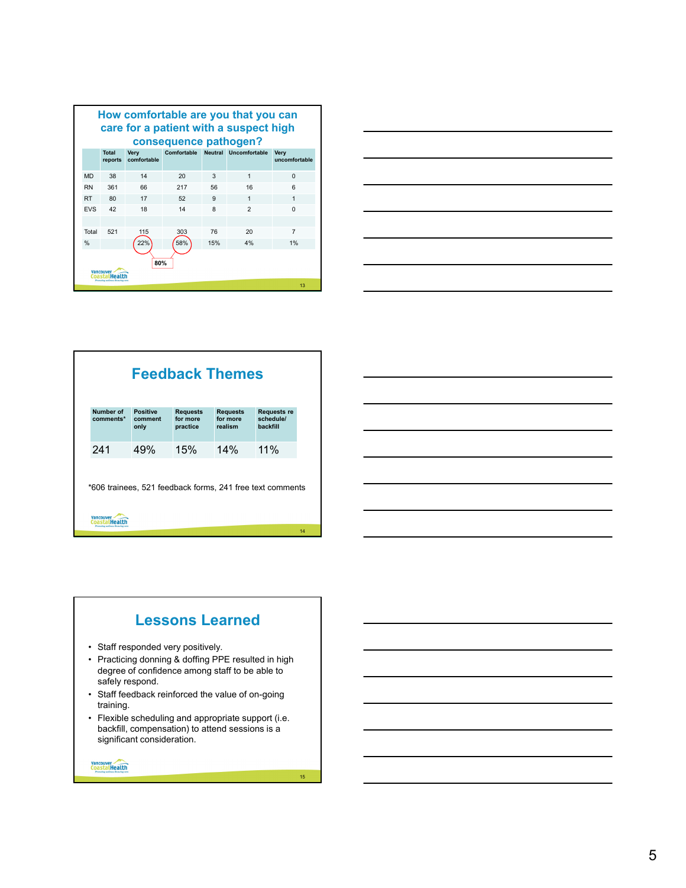## How comfortable are you that you can care for a patient with a suspect high consequence pathogen?

| | Total reports | Very comfortable | Comfortable | Neutral | Uncomfortable | Very uncomfortable |
|---|---|---|---|---|---|---|
| MD | 38 | 14 | 20 | 3 | 1 | 0 |
| RN | 361 | 66 | 217 | 56 | 16 | 6 |
| RT | 80 | 17 | 52 | 9 | 1 | 1 |
| EVS | 42 | 18 | 14 | 8 | 2 | 0 |
| | | | | | | |
| Total | 521 | 115 | 303 | 76 | 20 | 7 |
| % | | 22% | 58% | 15% | 4% | 1% |

80%

## Feedback Themes

| Number of comments* | Positive comment only | Requests for more practice | Requests for more realism | Requests re schedule/ backfill |
|---|---|---|---|---|
| 241 | 49% | 15% | 14% | 11% |

*606 trainees, 521 feedback forms, 241 free text comments

## Lessons Learned

- Staff responded very positively.
- Practicing donning & doffing PPE resulted in high degree of confidence among staff to be able to safely respond.
- Staff feedback reinforced the value of on-going training.
- Flexible scheduling and appropriate support (i.e. backfill, compensation) to attend sessions is a significant consideration.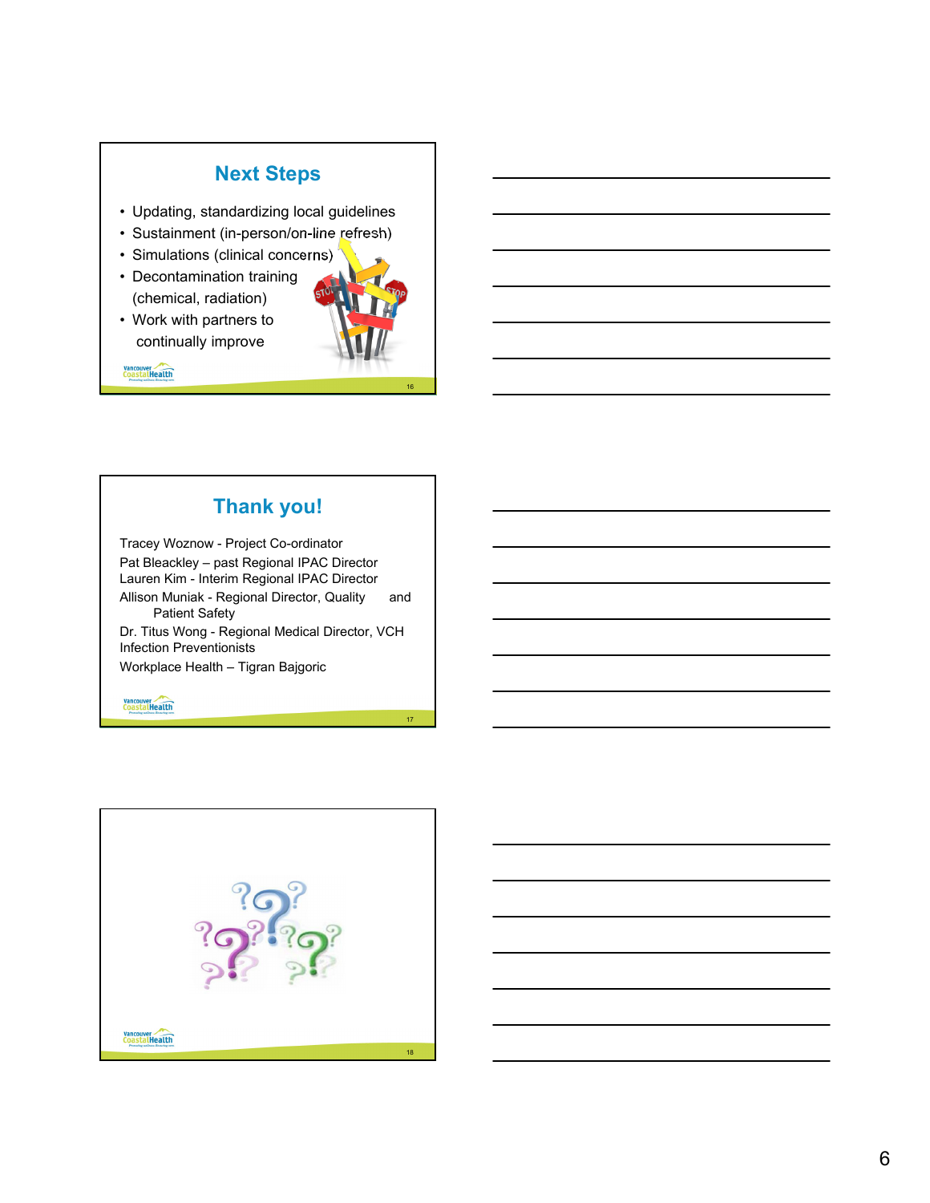## Next Steps

- Updating, standardizing local guidelines
- Sustainment (in-person/on-line refresh)
- Simulations (clinical concerns)
- Decontamination training (chemical, radiation)
- Work with partners to continually improve

## Thank you!

Tracey Woznow - Project Co-ordinator

Pat Bleackley – past Regional IPAC Director

Lauren Kim - Interim Regional IPAC Director

Allison Muniak - Regional Director, Quality and Patient Safety

Dr. Titus Wong - Regional Medical Director, VCH

Infection Preventionists

Workplace Health – Tigran Bajgoric